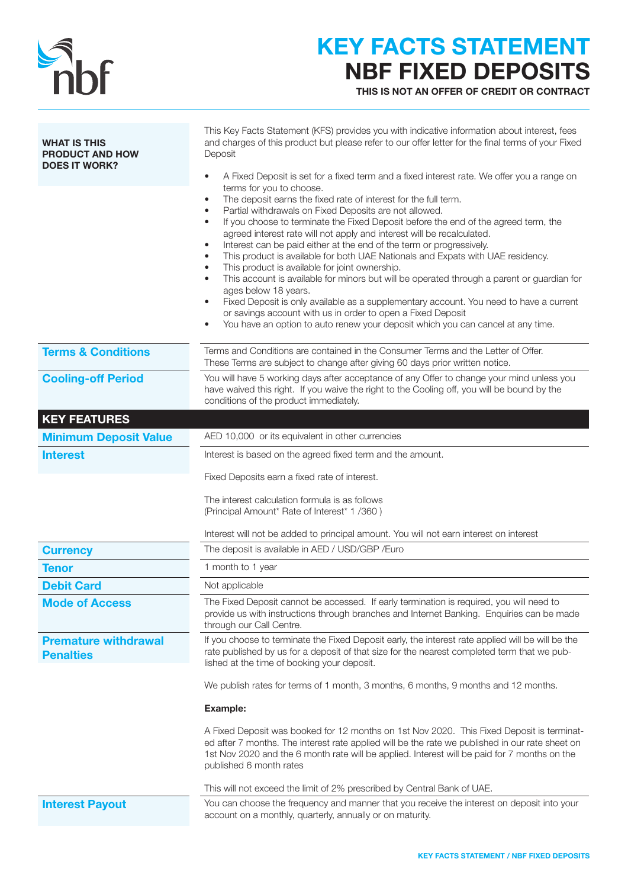# KEY FACTS STATEMENT
# NBF FIXED DEPOSITS

**THIS IS NOT AN OFFER OF CREDIT OR CONTRACT**

| | |
|---|---|
| **WHAT IS THIS PRODUCT AND HOW DOES IT WORK?** | This Key Facts Statement (KFS) provides you with indicative information about interest, fees and charges of this product but please refer to our offer letter for the final terms of your Fixed Deposit<br><br>• A Fixed Deposit is set for a fixed term and a fixed interest rate. We offer you a range on terms for you to choose.<br>• The deposit earns the fixed rate of interest for the full term.<br>• Partial withdrawals on Fixed Deposits are not allowed.<br>• If you choose to terminate the Fixed Deposit before the end of the agreed term, the agreed interest rate will not apply and interest will be recalculated.<br>• Interest can be paid either at the end of the term or progressively.<br>• This product is available for both UAE Nationals and Expats with UAE residency.<br>• This product is available for joint ownership.<br>• This account is available for minors but will be operated through a parent or guardian for ages below 18 years.<br>• Fixed Deposit is only available as a supplementary account. You need to have a current or savings account with us in order to open a Fixed Deposit<br>• You have an option to auto renew your deposit which you can cancel at any time. |
| **Terms & Conditions** | Terms and Conditions are contained in the Consumer Terms and the Letter of Offer. These Terms are subject to change after giving 60 days prior written notice. |
| **Cooling-off Period** | You will have 5 working days after acceptance of any Offer to change your mind unless you have waived this right. If you waive the right to the Cooling off, you will be bound by the conditions of the product immediately. |

## KEY FEATURES

| | |
|---|---|
| **Minimum Deposit Value** | AED 10,000 or its equivalent in other currencies |
| **Interest** | Interest is based on the agreed fixed term and the amount.<br><br>Fixed Deposits earn a fixed rate of interest.<br><br>The interest calculation formula is as follows<br>(Principal Amount* Rate of Interest* 1 /360 )<br><br>Interest will not be added to principal amount. You will not earn interest on interest |
| **Currency** | The deposit is available in AED / USD/GBP /Euro |
| **Tenor** | 1 month to 1 year |
| **Debit Card** | Not applicable |
| **Mode of Access** | The Fixed Deposit cannot be accessed. If early termination is required, you will need to provide us with instructions through branches and Internet Banking. Enquiries can be made through our Call Centre. |
| **Premature withdrawal Penalties** | If you choose to terminate the Fixed Deposit early, the interest rate applied will be will be the rate published by us for a deposit of that size for the nearest completed term that we published at the time of booking your deposit.<br><br>We publish rates for terms of 1 month, 3 months, 6 months, 9 months and 12 months.<br><br>**Example:**<br><br>A Fixed Deposit was booked for 12 months on 1st Nov 2020. This Fixed Deposit is terminated after 7 months. The interest rate applied will be the rate we published in our rate sheet on 1st Nov 2020 and the 6 month rate will be applied. Interest will be paid for 7 months on the published 6 month rates<br><br>This will not exceed the limit of 2% prescribed by Central Bank of UAE. |
| **Interest Payout** | You can choose the frequency and manner that you receive the interest on deposit into your account on a monthly, quarterly, annually or on maturity. |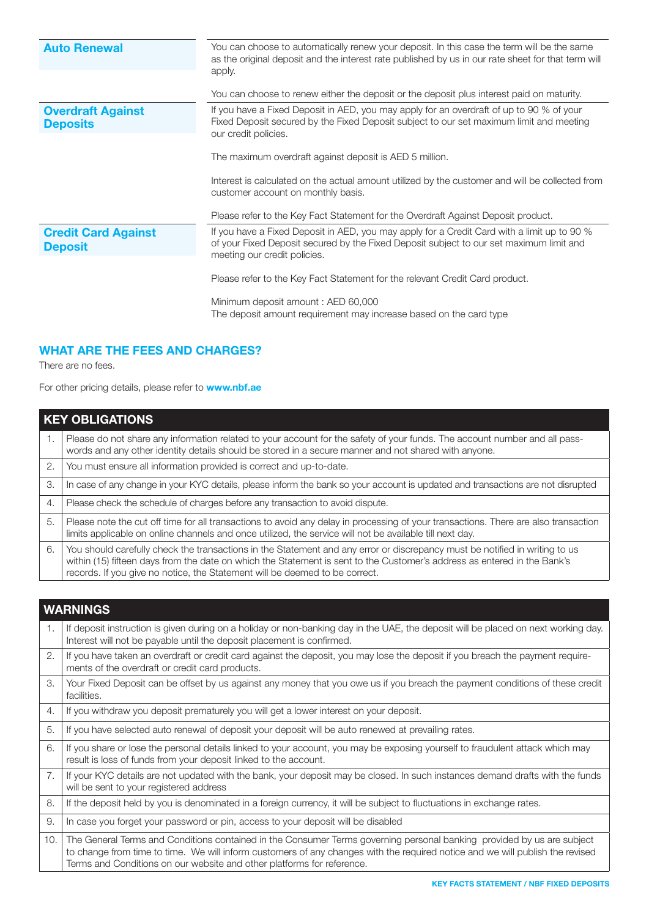| | |
|---|---|
| **Auto Renewal** | You can choose to automatically renew your deposit. In this case the term will be the same as the original deposit and the interest rate published by us in our rate sheet for that term will apply.<br><br>You can choose to renew either the deposit or the deposit plus interest paid on maturity. |
| **Overdraft Against Deposits** | If you have a Fixed Deposit in AED, you may apply for an overdraft of up to 90 % of your Fixed Deposit secured by the Fixed Deposit subject to our set maximum limit and meeting our credit policies.<br><br>The maximum overdraft against deposit is AED 5 million.<br><br>Interest is calculated on the actual amount utilized by the customer and will be collected from customer account on monthly basis.<br><br>Please refer to the Key Fact Statement for the Overdraft Against Deposit product. |
| **Credit Card Against Deposit** | If you have a Fixed Deposit in AED, you may apply for a Credit Card with a limit up to 90 % of your Fixed Deposit secured by the Fixed Deposit subject to our set maximum limit and meeting our credit policies.<br><br>Please refer to the Key Fact Statement for the relevant Credit Card product.<br><br>Minimum deposit amount : AED 60,000<br>The deposit amount requirement may increase based on the card type |

## WHAT ARE THE FEES AND CHARGES?

There are no fees.

For other pricing details, please refer to **www.nbf.ae**

## KEY OBLIGATIONS

| | |
|---|---|
| 1. | Please do not share any information related to your account for the safety of your funds. The account number and all passwords and any other identity details should be stored in a secure manner and not shared with anyone. |
| 2. | You must ensure all information provided is correct and up-to-date. |
| 3. | In case of any change in your KYC details, please inform the bank so your account is updated and transactions are not disrupted |
| 4. | Please check the schedule of charges before any transaction to avoid dispute. |
| 5. | Please note the cut off time for all transactions to avoid any delay in processing of your transactions. There are also transaction limits applicable on online channels and once utilized, the service will not be available till next day. |
| 6. | You should carefully check the transactions in the Statement and any error or discrepancy must be notified in writing to us within (15) fifteen days from the date on which the Statement is sent to the Customer's address as entered in the Bank's records. If you give no notice, the Statement will be deemed to be correct. |

## WARNINGS

| | |
|---|---|
| 1. | If deposit instruction is given during on a holiday or non-banking day in the UAE, the deposit will be placed on next working day. Interest will not be payable until the deposit placement is confirmed. |
| 2. | If you have taken an overdraft or credit card against the deposit, you may lose the deposit if you breach the payment requirements of the overdraft or credit card products. |
| 3. | Your Fixed Deposit can be offset by us against any money that you owe us if you breach the payment conditions of these credit facilities. |
| 4. | If you withdraw you deposit prematurely you will get a lower interest on your deposit. |
| 5. | If you have selected auto renewal of deposit your deposit will be auto renewed at prevailing rates. |
| 6. | If you share or lose the personal details linked to your account, you may be exposing yourself to fraudulent attack which may result is loss of funds from your deposit linked to the account. |
| 7. | If your KYC details are not updated with the bank, your deposit may be closed. In such instances demand drafts with the funds will be sent to your registered address |
| 8. | If the deposit held by you is denominated in a foreign currency, it will be subject to fluctuations in exchange rates. |
| 9. | In case you forget your password or pin, access to your deposit will be disabled |
| 10. | The General Terms and Conditions contained in the Consumer Terms governing personal banking provided by us are subject to change from time to time. We will inform customers of any changes with the required notice and we will publish the revised Terms and Conditions on our website and other platforms for reference. |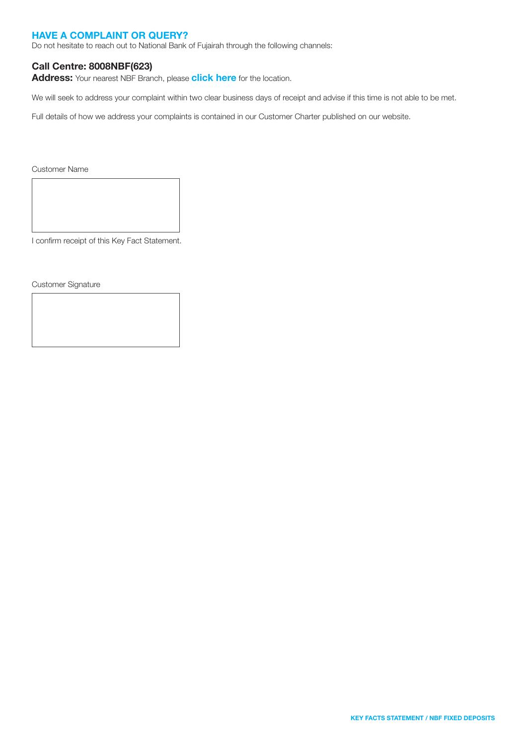## HAVE A COMPLAINT OR QUERY?

Do not hesitate to reach out to National Bank of Fujairah through the following channels:

**Call Centre: 8008NBF(623)**

**Address:** Your nearest NBF Branch, please **click here** for the location.

We will seek to address your complaint within two clear business days of receipt and advise if this time is not able to be met.

Full details of how we address your complaints is contained in our Customer Charter published on our website.

Customer Name

I confirm receipt of this Key Fact Statement.

Customer Signature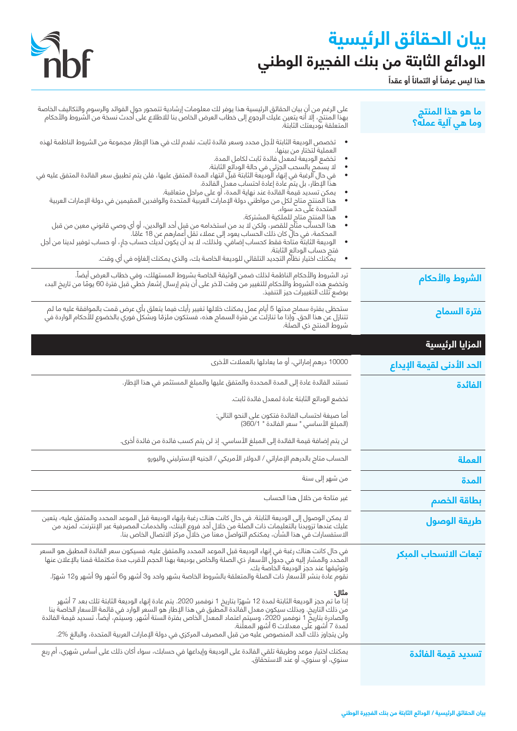# بيان الحقائق الرئيسية

## الودائع الثابتة من بنك الفجيرة الوطني

**هذا ليس عرضاً أو ائتماناً أو عقداً**

### ما هو هذا المنتج وما هي آلية عمله؟

على الرغم من أن بيان الحقائق الرئيسية هذا يوفر لك معلومات إرشادية تتمحور حول الفوائد والرسوم والتكاليف الخاصة بهذا المنتج، إلا أنه يتعين عليك الرجوع إلى خطاب العرض الخاص بنا للاطلاع على أحدث نسخة من الشروط والأحكام المتعلقة بوديعتك الثابتة.

- تخصص الوديعة الثابتة لأجل محدد وسعر فائدة ثابت. نقدم لك في هذا الإطار مجموعة من الشروط الناظمة لهذه العملية لتختار من بينها.
- تخضع الوديعة لمعدل فائدة ثابت لكامل المدة.
- لا يسمح بالسحب الجزئي في حالة الودائع الثابتة.
- في حال الرغبة في إنهاء الوديعة الثابتة قبل انتهاء المدة المتفق عليها، فلن يتم تطبيق سعر الفائدة المتفق عليه في هذا الإطار، بل يتم عادة إعادة احتساب معدل الفائدة.
- يمكن تسديد قيمة الفائدة عند نهاية المدة، أو على مراحل متعاقبة.
- هذا المنتج متاح لكل من مواطني دولة الإمارات العربية المتحدة والوافدين المقيمين في دولة الإمارات العربية المتحدة على حد سواء.
- هذا المنتج متاح للملكية المشتركة.
- هذا الحساب متاح للقصر، ولكن لا بد من استخدامه من قبل أحد الوالدين، أو أي وصي قانوني معين من قبل المحكمة، في حال كان ذلك الحساب يعود إلى عملاء تقل أعمارهم عن 18 عامًا.
- الوديعة الثابتة متاحة فقط كحساب إضافي. ولذلك، لا بد أن يكون لديك حساب جارٍ، أو حساب توفير لدينا من أجل فتح حساب الودائع الثابتة.
- يمكنك اختيار نظام التجديد التلقائي للوديعة الخاصة بك، والذي يمكنك إلغاؤه في أي وقت.

### الشروط والأحكام

ترد الشروط والأحكام الناظمة لذلك ضمن الوثيقة الخاصة بشروط المستهلك، وفي خطاب العرض أيضاً.
وتخضع هذه الشروط والأحكام للتغيير من وقت لآخر على أن يتم إرسال إشعار خطي قبل فترة 60 يومًا من تاريخ البدء بوضع تلك التغييرات حيز التنفيذ.

### فترة السماح

ستحظى بفترة سماح مدتها 5 أيام عمل يمكنك خلالها تغيير رأيك فيما يتعلق بأي عرض قمت بالموافقة عليه ما لم تتنازل عن هذا الحق. وإذا ما تنازلت عن فترة السماح هذه، فستكون ملزمًا وبشكل فوري بالخضوع للأحكام الواردة في شروط المنتج ذي الصلة.

## المزايا الرئيسية

### الحد الأدنى لقيمة الإيداع

10000 درهم إماراتي، أو ما يعادلها بالعملات الأخرى

### الفائدة

تستند الفائدة عادة إلى المدة المحددة والمتفق عليها والمبلغ المستثمر في هذا الإطار.

تخضع الودائع الثابتة عادة لمعدل فائدة ثابت.

أما صيغة احتساب الفائدة فتكون على النحو التالي:
(المبلغ الأساسي * سعر الفائدة * 360/1)

لن يتم إضافة قيمة الفائدة إلى المبلغ الأساسي. إذ لن يتم كسب فائدة من فائدة أخرى.

### العملة

الحساب متاح بالدرهم الإماراتي / الدولار الأمريكي / الجنيه الإسترليني واليورو

### المدة

من شهر إلى سنة

### بطاقة الخصم

غير متاحة من خلال هذا الحساب

### طريقة الوصول

لا يمكن الوصول إلى الوديعة الثابتة. في حال كانت هناك رغبة بإنهاء الوديعة قبل الموعد المحدد والمتفق عليه، يتعين عليك عندها تزويدنا بالتعليمات ذات الصلة من خلال أحد فروع البنك، والخدمات المصرفية عبر الإنترنت. لمزيد من الاستفسارات في هذا الشأن، يمكنكم التواصل معنا من خلال مركز الاتصال الخاص بنا.

### تبعات الانسحاب المبكر

في حال كانت هناك رغبة في إنهاء الوديعة قبل الموعد المحدد والمتفق عليه، فسيكون سعر الفائدة المطبق هو السعر المحدد والمشار إليه في جدول الأسعار ذي الصلة والخاص بوديعة بهذا الحجم لأقرب مدة مكتملة قمنا بالإعلان عنها وتوثيقها عند حجز الوديعة الخاصة بك.
نقوم عادة بنشر الأسعار ذات الصلة والمتعلقة بالشروط الخاصة بشهر واحد و3 أشهر و6 أشهر و9 أشهر و12 شهرًا.

**مثال:**
إذا ما تم حجز الوديعة الثابتة لمدة 12 شهرًا بتاريخ 1 نوفمبر 2020. يتم عادة إنهاء الوديعة الثابتة تلك بعد 7 أشهر من ذلك التاريخ. وبذلك سيكون معدل الفائدة المطبق في هذا الإطار هو السعر الوارد في قائمة الأسعار الخاصة بنا والصادرة بتاريخ 1 نوفمبر 2020، وسيتم اعتماد المعدل الخاص بفترة الستة أشهر. وسيتم، أيضاً، تسديد قيمة الفائدة لمدة 7 أشهر على معدلات 6 أشهر المعلنة.
ولن يتجاوز ذلك الحد المنصوص عليه من قبل المصرف المركزي في دولة الإمارات العربية المتحدة، والبالغ 2%.

### تسديد قيمة الفائدة

يمكنك اختيار موعد وطريقة تلقي الفائدة على الوديعة وإيداعها في حسابك، سواء أكان ذلك على أساس شهري، أم ربع سنوي، أو سنوي، أو عند الاستحقاق.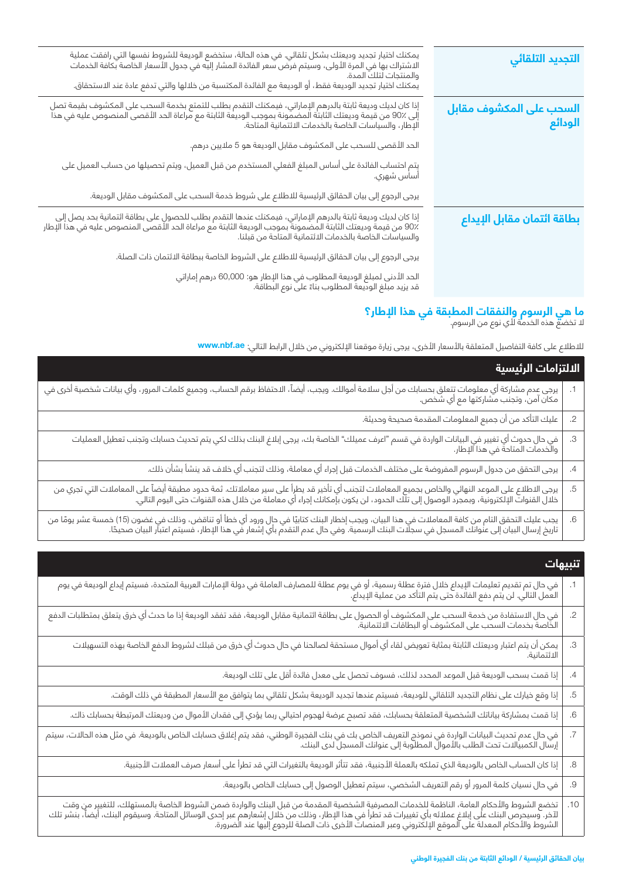| | |
|---|---|
| **التجديد التلقائي** | يمكنك اختيار تجديد وديعتك بشكل تلقائي. في هذه الحالة، ستخضع الوديعة للشروط نفسها التي رافقت عملية الاشتراك بها في المرة الأولى، وسيتم فرض سعر الفائدة المشار إليه في جدول الأسعار الخاصة بكافة الخدمات والمنتجات لتلك المدة.<br>يمكنك اختيار تجديد الوديعة فقط، أو الوديعة مع الفائدة المكتسبة من خلالها والتي تدفع عادة عند الاستحقاق. |
| **السحب على المكشوف مقابل الودائع** | إذا كان لديك وديعة ثابتة بالدرهم الإماراتي، فيمكنك التقدم بطلب للتمتع بخدمة السحب على المكشوف بقيمة تصل إلى 90٪ من قيمة وديعتك الثابتة المضمونة بموجب الوديعة الثابتة مع مراعاة الحد الأقصى المنصوص عليه في هذا الإطار، والسياسات الخاصة بالخدمات الائتمانية المتاحة.<br>الحد الأقصى للسحب على المكشوف مقابل الوديعة هو 5 ملايين درهم.<br>يتم احتساب الفائدة على أساس المبلغ الفعلي المستخدم من قبل العميل، ويتم تحصيلها من حساب العميل على أساس شهري.<br>يرجى الرجوع إلى بيان الحقائق الرئيسية للاطلاع على شروط خدمة السحب على المكشوف مقابل الوديعة. |
| **بطاقة ائتمان مقابل الإيداع** | إذا كان لديك وديعة ثابتة بالدرهم الإماراتي، فيمكنك عندها التقدم بطلب للحصول على بطاقة ائتمانية بحد يصل إلى 90٪ من قيمة وديعتك الثابتة المضمونة بموجب الوديعة الثابتة مع مراعاة الحد الأقصى المنصوص عليه في هذا الإطار والسياسات الخاصة بالخدمات الائتمانية المتاحة من قبلنا.<br>يرجى الرجوع إلى بيان الحقائق الرئيسية للاطلاع على الشروط الخاصة ببطاقة الائتمان ذات الصلة.<br>الحد الأدنى لمبلغ الوديعة المطلوب في هذا الإطار هو: 60,000 درهم إماراتي<br>قد يزيد مبلغ الوديعة المطلوب بناءً على نوع البطاقة. |

## ما هي الرسوم والنفقات المطبقة في هذا الإطار؟

لا تخضع هذه الخدمة لأي نوع من الرسوم.

للاطلاع على كافة التفاصيل المتعلقة بالأسعار الأخرى، يرجى زيارة موقعنا الإلكتروني من خلال الرابط التالي: **www.nbf.ae**

## الالتزامات الرئيسية

| | |
|---|---|
| .1 | يرجى عدم مشاركة أي معلومات تتعلق بحسابك من أجل سلامة أموالك. ويجب، أيضاً، الاحتفاظ برقم الحساب، وجميع كلمات المرور، وأي بيانات شخصية أخرى في مكان آمن، وتجنب مشاركتها مع أي شخص. |
| .2 | عليك التأكد من أن جميع المعلومات المقدمة صحيحة وحديثة. |
| .3 | في حال حدوث أي تغيير في البيانات الواردة في قسم "اعرف عميلك" الخاصة بك، يرجى إبلاغ البنك بذلك لكي يتم تحديث حسابك وتجنب تعطيل العمليات والخدمات المتاحة في هذا الإطار. |
| .4 | يرجى التحقق من جدول الرسوم المفروضة على مختلف الخدمات قبل إجراء أي معاملة، وذلك لتجنب أي خلاف قد ينشأ بشأن ذلك. |
| .5 | يرجى الاطلاع على الموعد النهائي والخاص بجميع المعاملات لتجنب أي تأخير قد يطرأ على سير معاملاتك. ثمة حدود مطبقة أيضاً على المعاملات التي تجري من خلال القنوات الإلكترونية، وبمجرد الوصول إلى تلك الحدود، لن يكون بإمكانك إجراء أي معاملة من خلال هذه القنوات حتى اليوم التالي. |
| .6 | يجب عليك التحقق التام من كافة المعاملات في هذا البيان، ويجب إخطار البنك كتابيًا في حال ورود أي خطأ أو تناقض، وذلك في غضون (15) خمسة عشر يومًا من تاريخ إرسال البيان إلى عنوانك المسجل في سجلات البنك الرسمية. وفي حال عدم التقدم بأي إشعار في هذا الإطار، فسيتم اعتبار البيان صحيحًا. |

## تنبيهات

| | |
|---|---|
| .1 | في حال تم تقديم تعليمات الإيداع خلال فترة عطلة رسمية، أو في يوم عطلة للمصارف العاملة في دولة الإمارات العربية المتحدة، فسيتم إيداع الوديعة في يوم العمل التالي. لن يتم دفع الفائدة حتى يتم التأكد من عملية الإيداع. |
| .2 | في حال الاستفادة من خدمة السحب على المكشوف أو الحصول على بطاقة ائتمانية مقابل الوديعة، فقد تفقد الوديعة إذا ما حدث أي خرق يتعلق بمتطلبات الدفع الخاصة بخدمات السحب على المكشوف أو البطاقات الائتمانية. |
| .3 | يمكن أن يتم اعتبار وديعتك الثابتة بمثابة تعويض لقاء أي أموال مستحقة لصالحنا في حال حدوث أي خرق من قبلك لشروط الدفع الخاصة بهذه التسهيلات الائتمانية. |
| .4 | إذا قمت بسحب الوديعة قبل الموعد المحدد لذلك، فسوف تحصل على معدل فائدة أقل على تلك الوديعة. |
| .5 | إذا وقع خيارك على نظام التجديد التلقائي للوديعة، فسيتم عندها تجديد الوديعة بشكل تلقائي بما يتوافق مع الأسعار المطبقة في ذلك الوقت. |
| .6 | إذا قمت بمشاركة بياناتك الشخصية المتعلقة بحسابك، فقد تصبح عرضة لهجوم احتيالي ربما يؤدي إلى فقدان الأموال في وديعتك المرتبطة بحسابك ذاك. |
| .7 | في حال عدم تحديث البيانات الواردة في نموذج التعريف الخاص بك في بنك الفجيرة الوطني، فقد يتم إغلاق حسابك الخاص بالوديعة. في مثل هذه الحالات، سيتم إرسال الكمبيالات تحت الطلب بالأموال المطلوبة إلى عنوانك المسجل لدى البنك. |
| .8 | إذا كان الحساب الخاص بالوديعة الذي تملكه بالعملة الأجنبية، فقد تتأثر الوديعة بالتغيرات التي قد تطرأ على أسعار صرف العملات الأجنبية. |
| .9 | في حال نسيان كلمة المرور أو رقم التعريف الشخصي، سيتم تعطيل الوصول إلى حسابك الخاص بالوديعة. |
| .10 | تخضع الشروط والأحكام العامة، الناظمة للخدمات المصرفية الشخصية المقدمة من قبل البنك والواردة ضمن الشروط الخاصة بالمستهلك، للتغيير من وقت لآخر. وسيحرص البنك على إبلاغ عملائه بأي تغييرات قد تطرأ في هذا الإطار، وذلك من خلال إشعارهم عبر إحدى الوسائل المتاحة. وسيقوم البنك، أيضاً، بنشر تلك الشروط والأحكام المعدلة على الموقع الإلكتروني وعبر المنصات الأخرى ذات الصلة للرجوع إليها عند الضرورة. |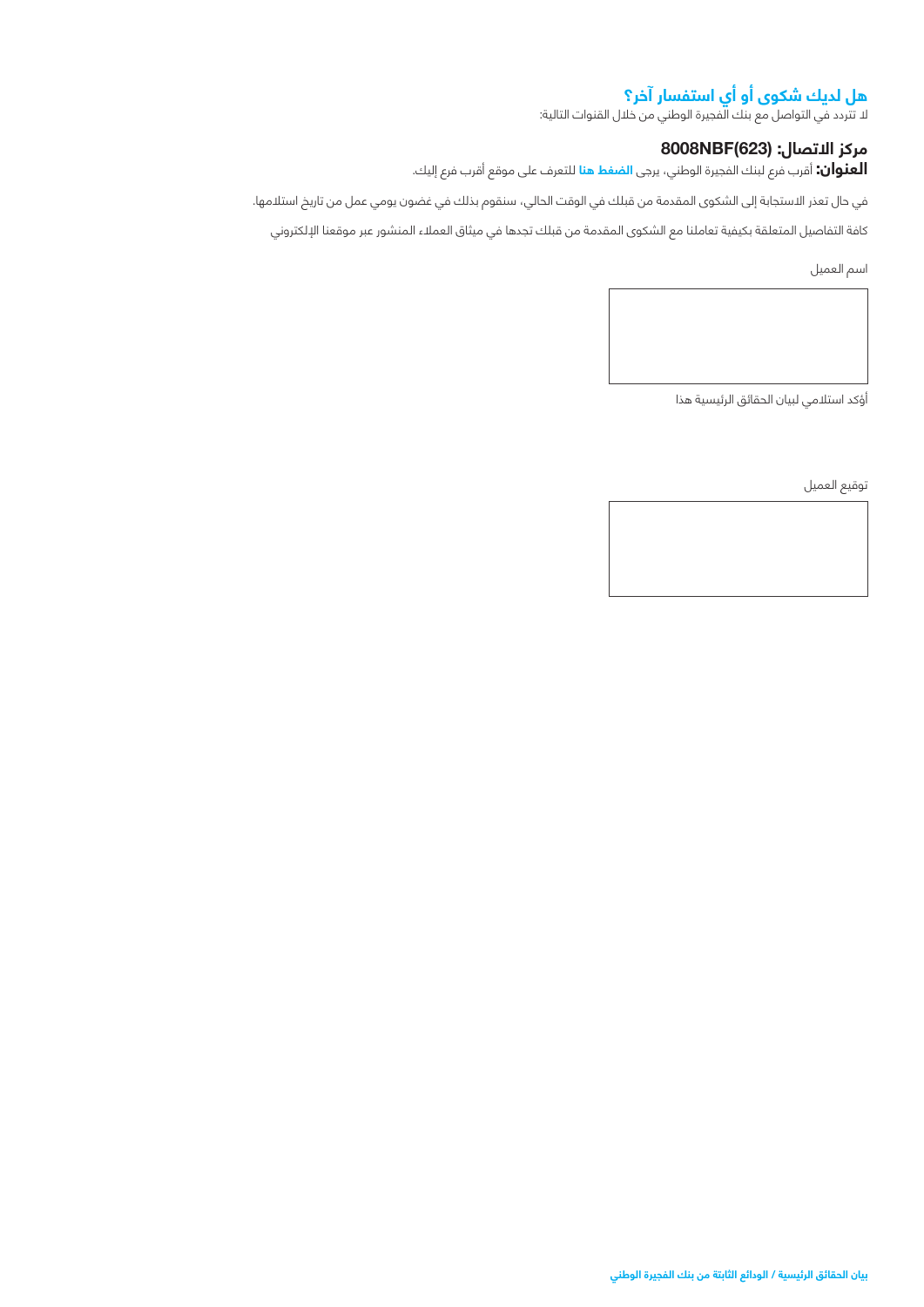## هل لديك شكوى أو أي استفسار آخر؟

لا تتردد في التواصل مع بنك الفجيرة الوطني من خلال القنوات التالية:

### مركز الاتصال: 8008NBF(623)

**العنوان:** أقرب فرع لبنك الفجيرة الوطني، يرجى **الضغط هنا** للتعرف على موقع أقرب فرع إليك.

في حال تعذر الاستجابة إلى الشكوى المقدمة من قبلك في الوقت الحالي، سنقوم بذلك في غضون يومي عمل من تاريخ استلامها.

كافة التفاصيل المتعلقة بكيفية تعاملنا مع الشكوى المقدمة من قبلك تجدها في ميثاق العملاء المنشور عبر موقعنا الإلكتروني

اسم العميل

| |
|---|
| |

أؤكد استلامي لبيان الحقائق الرئيسية هذا

توقيع العميل

| |
|---|
| |